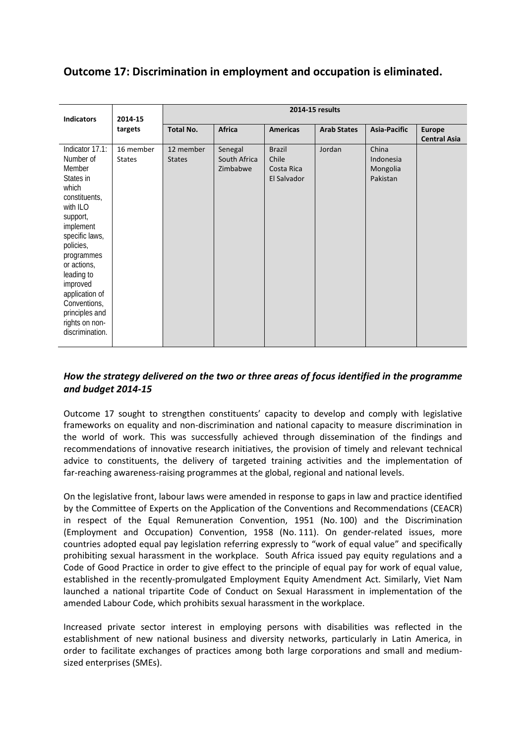## Outcome 17: Discrimination in employment and occupation is eliminated.

| Indicators | 2014-15 targets | 2014-15 results | | | | | |
|---|---|---|---|---|---|---|---|
| | | Total No. | Africa | Americas | Arab States | Asia-Pacific | Europe Central Asia |
| Indicator 17.1: Number of Member States in which constituents, with ILO support, implement specific laws, policies, programmes or actions, leading to improved application of Conventions, principles and rights on non-discrimination. | 16 member States | 12 member States | Senegal<br>South Africa<br>Zimbabwe | Brazil<br>Chile<br>Costa Rica<br>El Salvador | Jordan | China<br>Indonesia<br>Mongolia<br>Pakistan | |

### *How the strategy delivered on the two or three areas of focus identified in the programme and budget 2014-15*

Outcome 17 sought to strengthen constituents' capacity to develop and comply with legislative frameworks on equality and non-discrimination and national capacity to measure discrimination in the world of work. This was successfully achieved through dissemination of the findings and recommendations of innovative research initiatives, the provision of timely and relevant technical advice to constituents, the delivery of targeted training activities and the implementation of far-reaching awareness-raising programmes at the global, regional and national levels.

On the legislative front, labour laws were amended in response to gaps in law and practice identified by the Committee of Experts on the Application of the Conventions and Recommendations (CEACR) in respect of the Equal Remuneration Convention, 1951 (No. 100) and the Discrimination (Employment and Occupation) Convention, 1958 (No. 111). On gender-related issues, more countries adopted equal pay legislation referring expressly to "work of equal value" and specifically prohibiting sexual harassment in the workplace. South Africa issued pay equity regulations and a Code of Good Practice in order to give effect to the principle of equal pay for work of equal value, established in the recently-promulgated Employment Equity Amendment Act. Similarly, Viet Nam launched a national tripartite Code of Conduct on Sexual Harassment in implementation of the amended Labour Code, which prohibits sexual harassment in the workplace.

Increased private sector interest in employing persons with disabilities was reflected in the establishment of new national business and diversity networks, particularly in Latin America, in order to facilitate exchanges of practices among both large corporations and small and medium-sized enterprises (SMEs).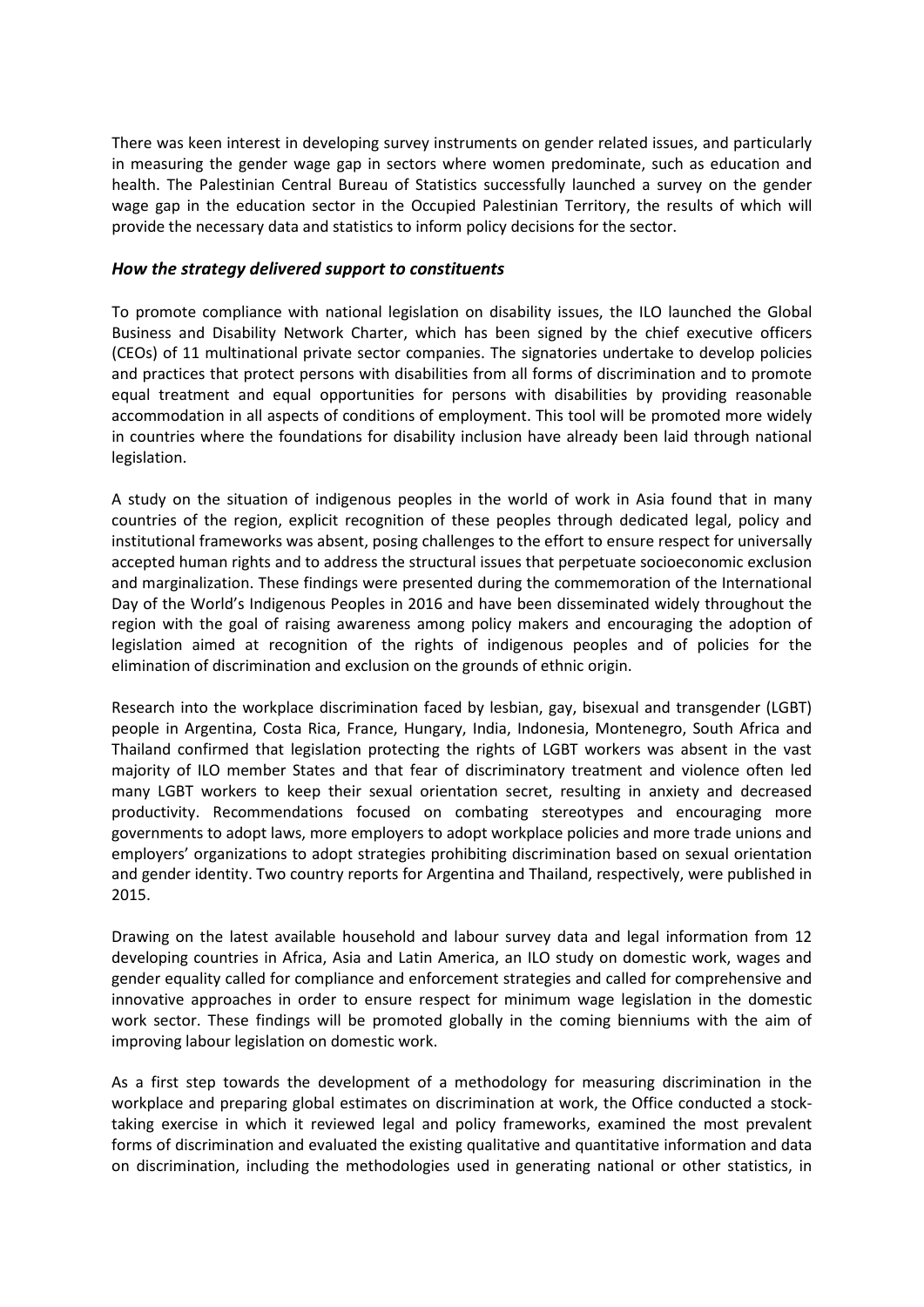There was keen interest in developing survey instruments on gender related issues, and particularly in measuring the gender wage gap in sectors where women predominate, such as education and health. The Palestinian Central Bureau of Statistics successfully launched a survey on the gender wage gap in the education sector in the Occupied Palestinian Territory, the results of which will provide the necessary data and statistics to inform policy decisions for the sector.

### *How the strategy delivered support to constituents*

To promote compliance with national legislation on disability issues, the ILO launched the Global Business and Disability Network Charter, which has been signed by the chief executive officers (CEOs) of 11 multinational private sector companies. The signatories undertake to develop policies and practices that protect persons with disabilities from all forms of discrimination and to promote equal treatment and equal opportunities for persons with disabilities by providing reasonable accommodation in all aspects of conditions of employment. This tool will be promoted more widely in countries where the foundations for disability inclusion have already been laid through national legislation.

A study on the situation of indigenous peoples in the world of work in Asia found that in many countries of the region, explicit recognition of these peoples through dedicated legal, policy and institutional frameworks was absent, posing challenges to the effort to ensure respect for universally accepted human rights and to address the structural issues that perpetuate socioeconomic exclusion and marginalization. These findings were presented during the commemoration of the International Day of the World's Indigenous Peoples in 2016 and have been disseminated widely throughout the region with the goal of raising awareness among policy makers and encouraging the adoption of legislation aimed at recognition of the rights of indigenous peoples and of policies for the elimination of discrimination and exclusion on the grounds of ethnic origin.

Research into the workplace discrimination faced by lesbian, gay, bisexual and transgender (LGBT) people in Argentina, Costa Rica, France, Hungary, India, Indonesia, Montenegro, South Africa and Thailand confirmed that legislation protecting the rights of LGBT workers was absent in the vast majority of ILO member States and that fear of discriminatory treatment and violence often led many LGBT workers to keep their sexual orientation secret, resulting in anxiety and decreased productivity. Recommendations focused on combating stereotypes and encouraging more governments to adopt laws, more employers to adopt workplace policies and more trade unions and employers' organizations to adopt strategies prohibiting discrimination based on sexual orientation and gender identity. Two country reports for Argentina and Thailand, respectively, were published in 2015.

Drawing on the latest available household and labour survey data and legal information from 12 developing countries in Africa, Asia and Latin America, an ILO study on domestic work, wages and gender equality called for compliance and enforcement strategies and called for comprehensive and innovative approaches in order to ensure respect for minimum wage legislation in the domestic work sector. These findings will be promoted globally in the coming bienniums with the aim of improving labour legislation on domestic work.

As a first step towards the development of a methodology for measuring discrimination in the workplace and preparing global estimates on discrimination at work, the Office conducted a stock-taking exercise in which it reviewed legal and policy frameworks, examined the most prevalent forms of discrimination and evaluated the existing qualitative and quantitative information and data on discrimination, including the methodologies used in generating national or other statistics, in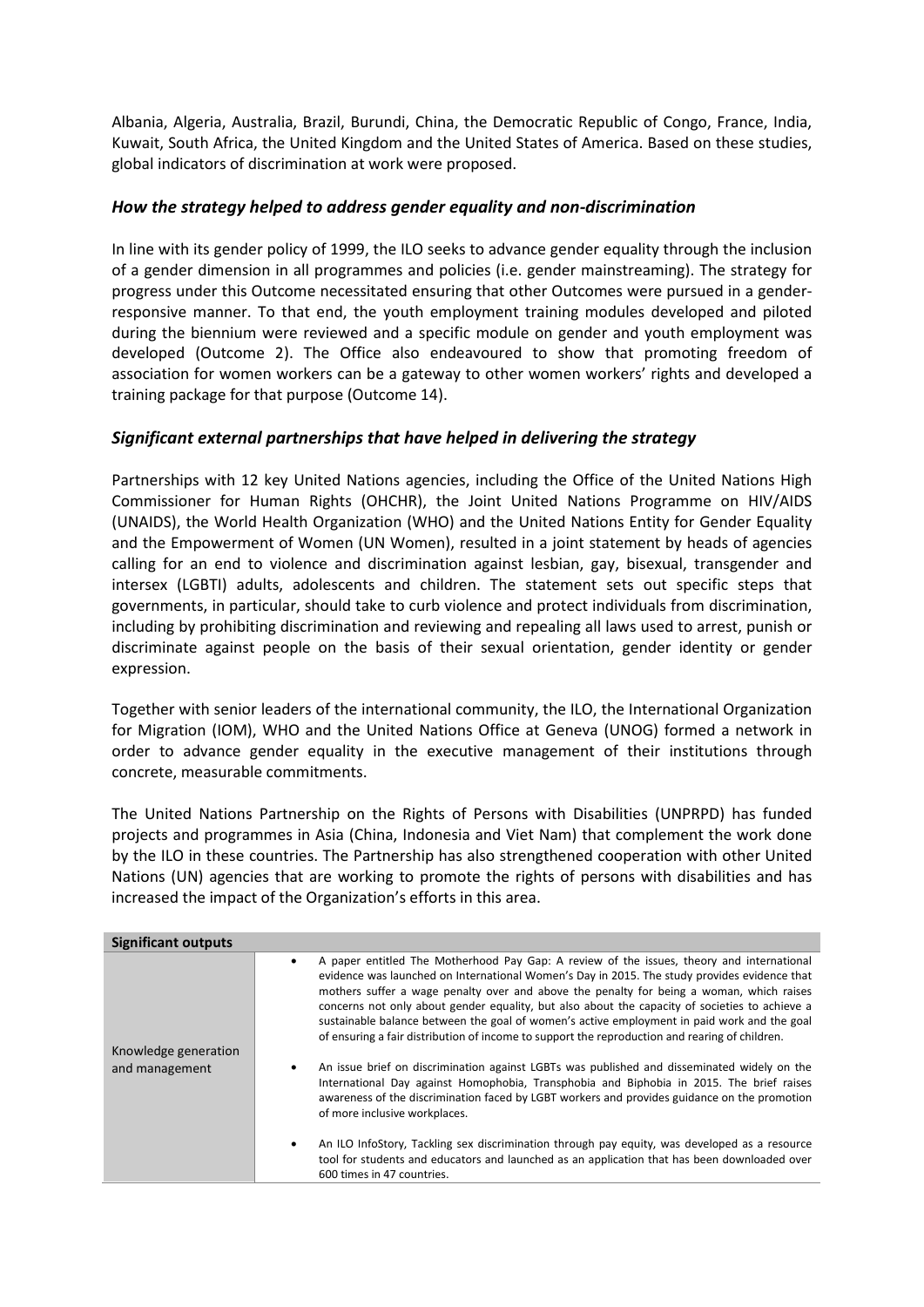Albania, Algeria, Australia, Brazil, Burundi, China, the Democratic Republic of Congo, France, India, Kuwait, South Africa, the United Kingdom and the United States of America. Based on these studies, global indicators of discrimination at work were proposed.

### *How the strategy helped to address gender equality and non-discrimination*

In line with its gender policy of 1999, the ILO seeks to advance gender equality through the inclusion of a gender dimension in all programmes and policies (i.e. gender mainstreaming). The strategy for progress under this Outcome necessitated ensuring that other Outcomes were pursued in a gender-responsive manner. To that end, the youth employment training modules developed and piloted during the biennium were reviewed and a specific module on gender and youth employment was developed (Outcome 2). The Office also endeavoured to show that promoting freedom of association for women workers can be a gateway to other women workers' rights and developed a training package for that purpose (Outcome 14).

### *Significant external partnerships that have helped in delivering the strategy*

Partnerships with 12 key United Nations agencies, including the Office of the United Nations High Commissioner for Human Rights (OHCHR), the Joint United Nations Programme on HIV/AIDS (UNAIDS), the World Health Organization (WHO) and the United Nations Entity for Gender Equality and the Empowerment of Women (UN Women), resulted in a joint statement by heads of agencies calling for an end to violence and discrimination against lesbian, gay, bisexual, transgender and intersex (LGBTI) adults, adolescents and children. The statement sets out specific steps that governments, in particular, should take to curb violence and protect individuals from discrimination, including by prohibiting discrimination and reviewing and repealing all laws used to arrest, punish or discriminate against people on the basis of their sexual orientation, gender identity or gender expression.

Together with senior leaders of the international community, the ILO, the International Organization for Migration (IOM), WHO and the United Nations Office at Geneva (UNOG) formed a network in order to advance gender equality in the executive management of their institutions through concrete, measurable commitments.

The United Nations Partnership on the Rights of Persons with Disabilities (UNPRPD) has funded projects and programmes in Asia (China, Indonesia and Viet Nam) that complement the work done by the ILO in these countries. The Partnership has also strengthened cooperation with other United Nations (UN) agencies that are working to promote the rights of persons with disabilities and has increased the impact of the Organization's efforts in this area.

| **Significant outputs** | |
|---|---|
| Knowledge generation and management | • A paper entitled The Motherhood Pay Gap: A review of the issues, theory and international evidence was launched on International Women's Day in 2015. The study provides evidence that mothers suffer a wage penalty over and above the penalty for being a woman, which raises concerns not only about gender equality, but also about the capacity of societies to achieve a sustainable balance between the goal of women's active employment in paid work and the goal of ensuring a fair distribution of income to support the reproduction and rearing of children.<br><br>• An issue brief on discrimination against LGBTs was published and disseminated widely on the International Day against Homophobia, Transphobia and Biphobia in 2015. The brief raises awareness of the discrimination faced by LGBT workers and provides guidance on the promotion of more inclusive workplaces.<br><br>• An ILO InfoStory, Tackling sex discrimination through pay equity, was developed as a resource tool for students and educators and launched as an application that has been downloaded over 600 times in 47 countries. |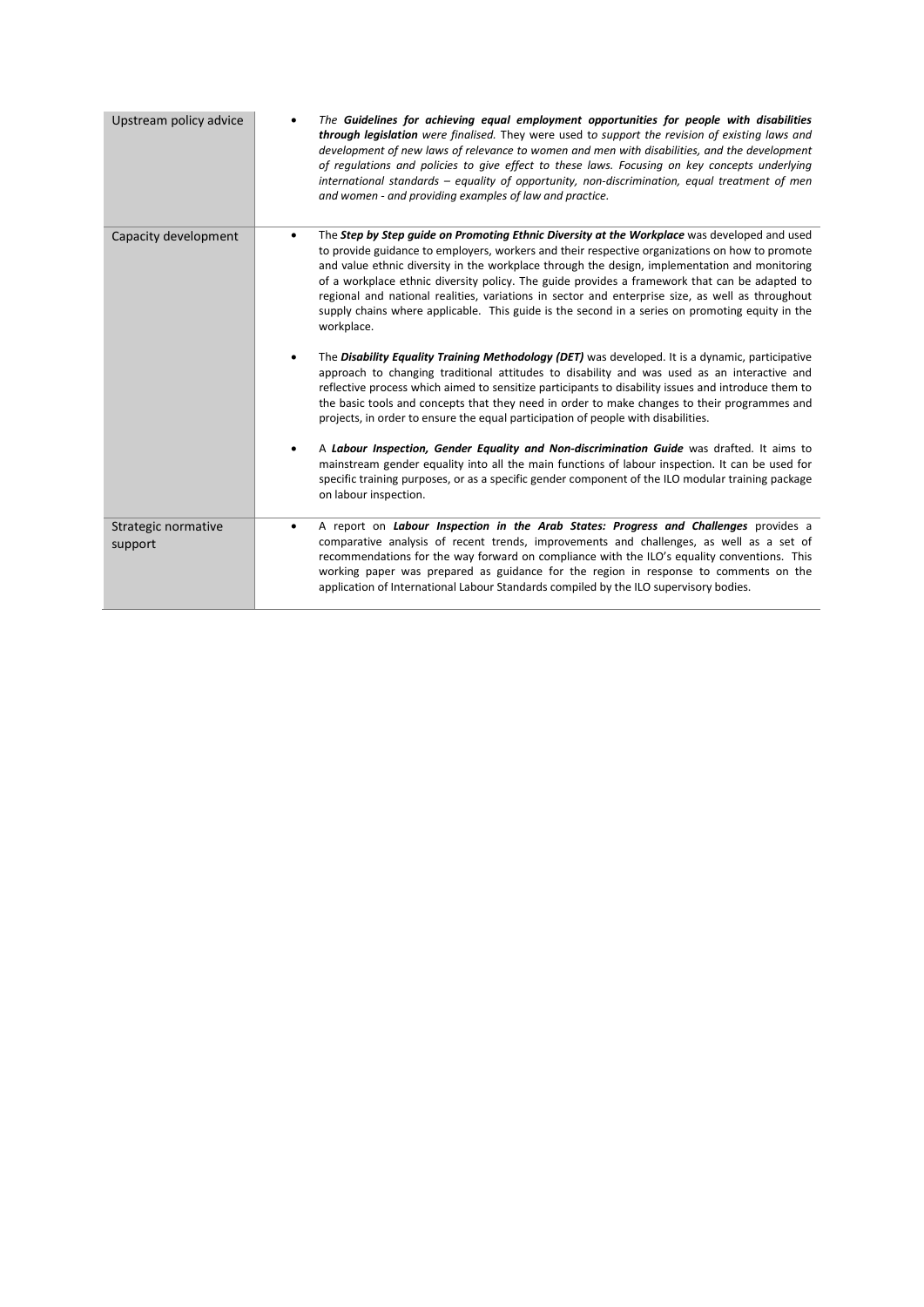| | |
|---|---|
| Upstream policy advice | • *The **Guidelines for achieving equal employment opportunities for people with disabilities through legislation** were finalised.* They were used to *support the revision of existing laws and development of new laws of relevance to women and men with disabilities, and the development of regulations and policies to give effect to these laws. Focusing on key concepts underlying international standards – equality of opportunity, non-discrimination, equal treatment of men and women - and providing examples of law and practice.* |
| Capacity development | • The ***Step by Step guide on Promoting Ethnic Diversity at the Workplace*** was developed and used to provide guidance to employers, workers and their respective organizations on how to promote and value ethnic diversity in the workplace through the design, implementation and monitoring of a workplace ethnic diversity policy. The guide provides a framework that can be adapted to regional and national realities, variations in sector and enterprise size, as well as throughout supply chains where applicable. This guide is the second in a series on promoting equity in the workplace.<br><br>• The ***Disability Equality Training Methodology (DET)*** was developed. It is a dynamic, participative approach to changing traditional attitudes to disability and was used as an interactive and reflective process which aimed to sensitize participants to disability issues and introduce them to the basic tools and concepts that they need in order to make changes to their programmes and projects, in order to ensure the equal participation of people with disabilities.<br><br>• A ***Labour Inspection, Gender Equality and Non-discrimination Guide*** was drafted. It aims to mainstream gender equality into all the main functions of labour inspection. It can be used for specific training purposes, or as a specific gender component of the ILO modular training package on labour inspection. |
| Strategic normative support | • A report on ***Labour Inspection in the Arab States: Progress and Challenges*** provides a comparative analysis of recent trends, improvements and challenges, as well as a set of recommendations for the way forward on compliance with the ILO's equality conventions. This working paper was prepared as guidance for the region in response to comments on the application of International Labour Standards compiled by the ILO supervisory bodies. |